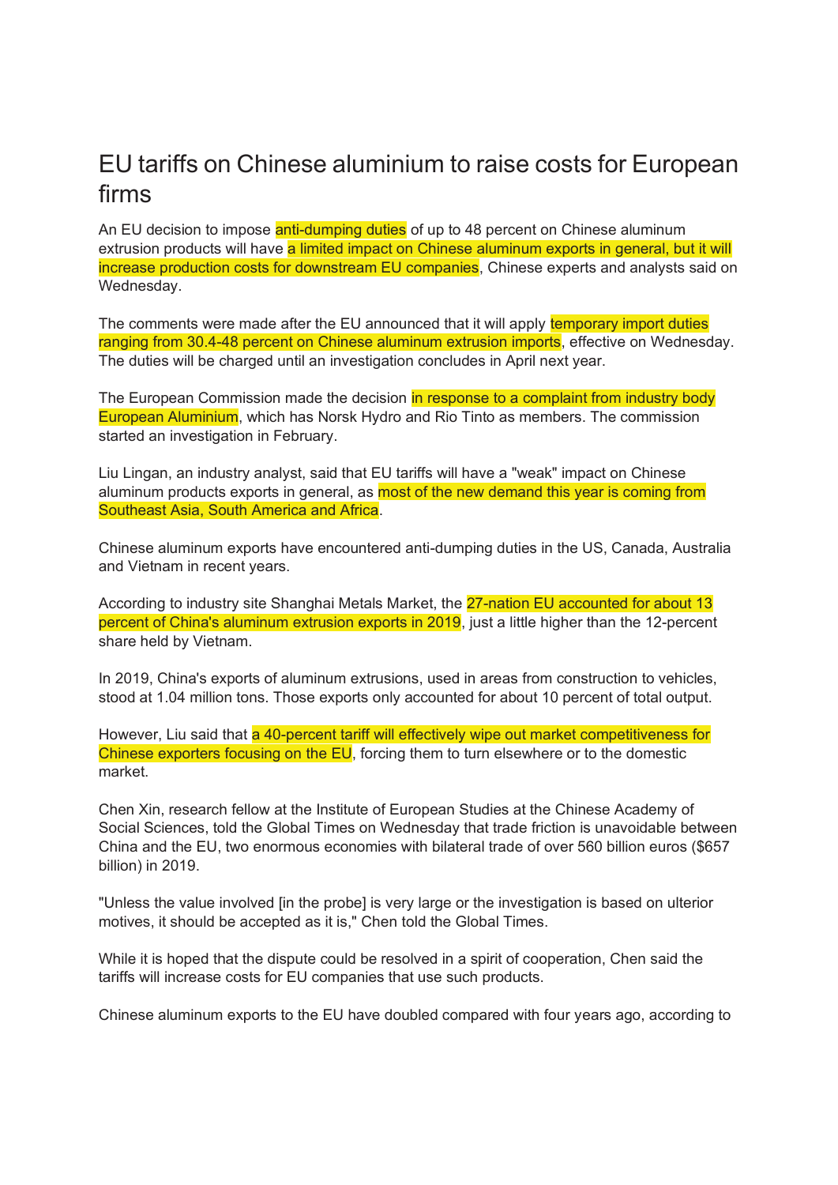# EU tariffs on Chinese aluminium to raise costs for European firms

An EU decision to impose anti-dumping duties of up to 48 percent on Chinese aluminum extrusion products will have a limited impact on Chinese aluminum exports in general, but it will increase production costs for downstream EU companies, Chinese experts and analysts said on Wednesday.

The comments were made after the EU announced that it will apply temporary import duties ranging from 30.4-48 percent on Chinese aluminum extrusion imports, effective on Wednesday. The duties will be charged until an investigation concludes in April next year.

The European Commission made the decision in response to a complaint from industry body European Aluminium, which has Norsk Hydro and Rio Tinto as members. The commission started an investigation in February.

Liu Lingan, an industry analyst, said that EU tariffs will have a "weak" impact on Chinese aluminum products exports in general, as most of the new demand this year is coming from Southeast Asia, South America and Africa.

Chinese aluminum exports have encountered anti-dumping duties in the US, Canada, Australia and Vietnam in recent years.

According to industry site Shanghai Metals Market, the 27-nation EU accounted for about 13 percent of China's aluminum extrusion exports in 2019, just a little higher than the 12-percent share held by Vietnam.

In 2019, China's exports of aluminum extrusions, used in areas from construction to vehicles, stood at 1.04 million tons. Those exports only accounted for about 10 percent of total output.

However, Liu said that a 40-percent tariff will effectively wipe out market competitiveness for Chinese exporters focusing on the EU, forcing them to turn elsewhere or to the domestic market.

Chen Xin, research fellow at the Institute of European Studies at the Chinese Academy of Social Sciences, told the Global Times on Wednesday that trade friction is unavoidable between China and the EU, two enormous economies with bilateral trade of over 560 billion euros ($657 billion) in 2019.

"Unless the value involved [in the probe] is very large or the investigation is based on ulterior motives, it should be accepted as it is," Chen told the Global Times.

While it is hoped that the dispute could be resolved in a spirit of cooperation, Chen said the tariffs will increase costs for EU companies that use such products.

Chinese aluminum exports to the EU have doubled compared with four years ago, according to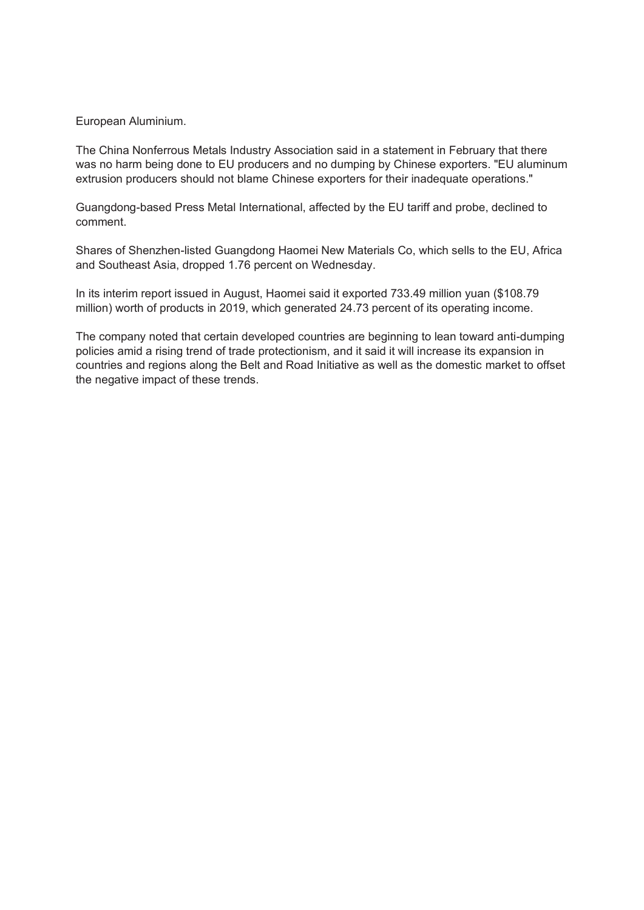European Aluminium.

The China Nonferrous Metals Industry Association said in a statement in February that there was no harm being done to EU producers and no dumping by Chinese exporters. "EU aluminum extrusion producers should not blame Chinese exporters for their inadequate operations."

Guangdong-based Press Metal International, affected by the EU tariff and probe, declined to comment.

Shares of Shenzhen-listed Guangdong Haomei New Materials Co, which sells to the EU, Africa and Southeast Asia, dropped 1.76 percent on Wednesday.

In its interim report issued in August, Haomei said it exported 733.49 million yuan ($108.79 million) worth of products in 2019, which generated 24.73 percent of its operating income.

The company noted that certain developed countries are beginning to lean toward anti-dumping policies amid a rising trend of trade protectionism, and it said it will increase its expansion in countries and regions along the Belt and Road Initiative as well as the domestic market to offset the negative impact of these trends.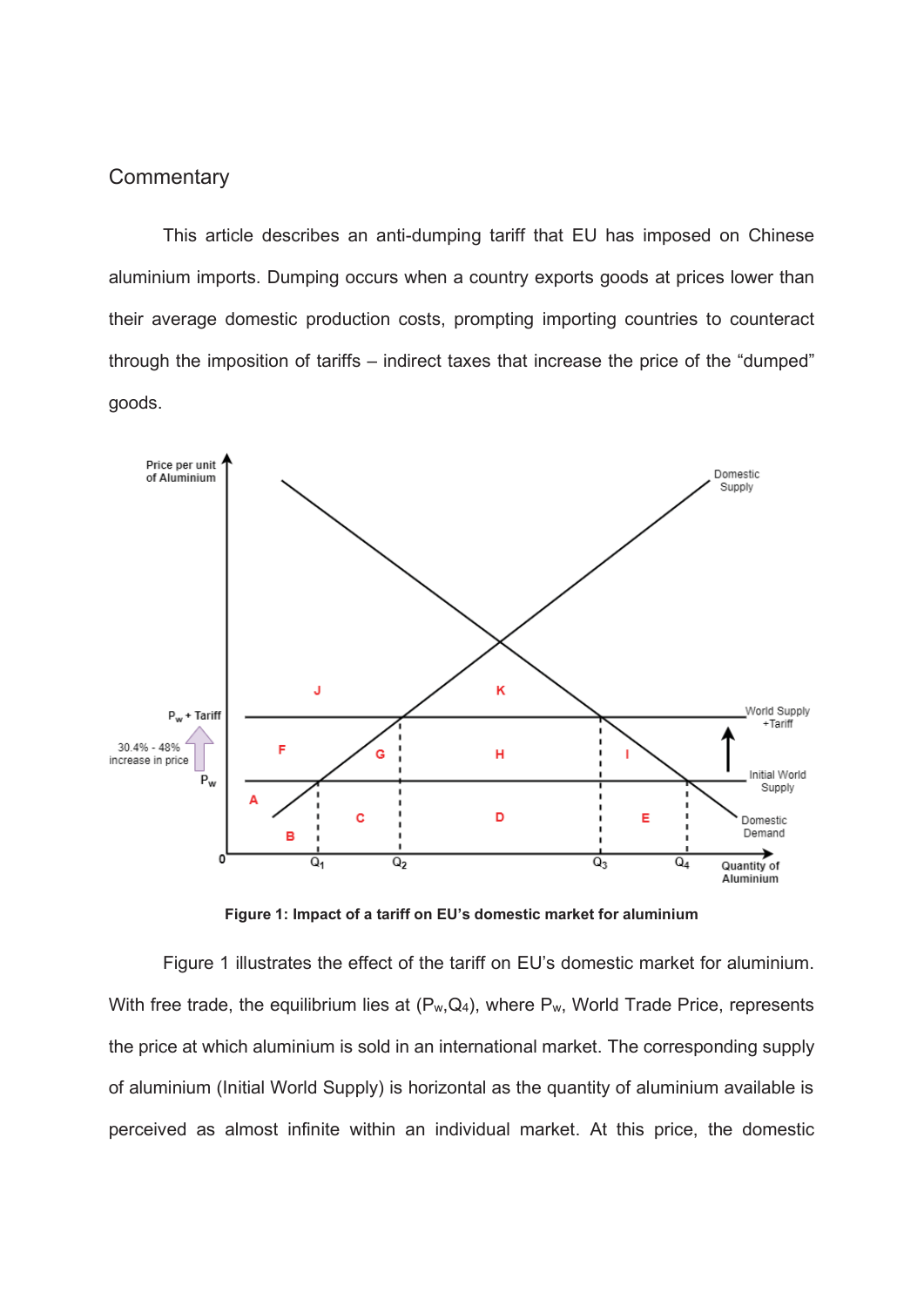Commentary

This article describes an anti-dumping tariff that EU has imposed on Chinese aluminium imports. Dumping occurs when a country exports goods at prices lower than their average domestic production costs, prompting importing countries to counteract through the imposition of tariffs – indirect taxes that increase the price of the "dumped" goods.

**Figure 1: Impact of a tariff on EU's domestic market for aluminium**

Figure 1 illustrates the effect of the tariff on EU's domestic market for aluminium. With free trade, the equilibrium lies at ($P_w$,$Q_4$), where $P_w$, World Trade Price, represents the price at which aluminium is sold in an international market. The corresponding supply of aluminium (Initial World Supply) is horizontal as the quantity of aluminium available is perceived as almost infinite within an individual market. At this price, the domestic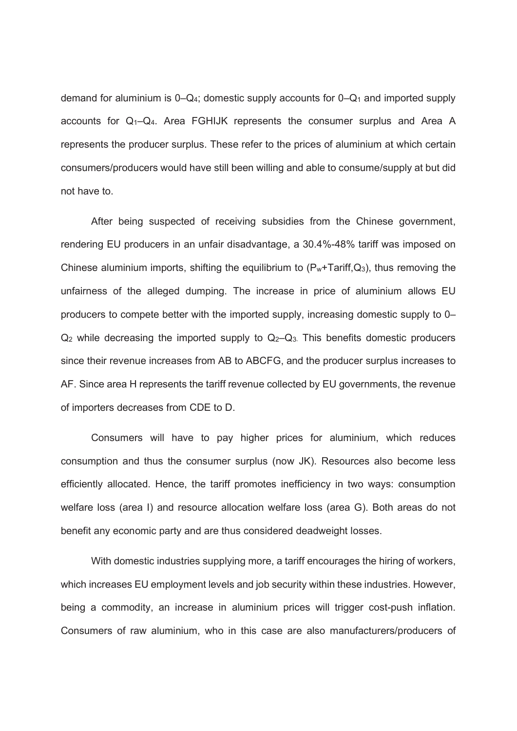demand for aluminium is $0–Q_4$; domestic supply accounts for $0–Q_1$ and imported supply accounts for $Q_1–Q_4$. Area FGHIJK represents the consumer surplus and Area A represents the producer surplus. These refer to the prices of aluminium at which certain consumers/producers would have still been willing and able to consume/supply at but did not have to.

After being suspected of receiving subsidies from the Chinese government, rendering EU producers in an unfair disadvantage, a 30.4%-48% tariff was imposed on Chinese aluminium imports, shifting the equilibrium to ($P_w$+Tariff,$Q_3$), thus removing the unfairness of the alleged dumping. The increase in price of aluminium allows EU producers to compete better with the imported supply, increasing domestic supply to $0–Q_2$ while decreasing the imported supply to $Q_2–Q_3$. This benefits domestic producers since their revenue increases from AB to ABCFG, and the producer surplus increases to AF. Since area H represents the tariff revenue collected by EU governments, the revenue of importers decreases from CDE to D.

Consumers will have to pay higher prices for aluminium, which reduces consumption and thus the consumer surplus (now JK). Resources also become less efficiently allocated. Hence, the tariff promotes inefficiency in two ways: consumption welfare loss (area I) and resource allocation welfare loss (area G). Both areas do not benefit any economic party and are thus considered deadweight losses.

With domestic industries supplying more, a tariff encourages the hiring of workers, which increases EU employment levels and job security within these industries. However, being a commodity, an increase in aluminium prices will trigger cost-push inflation. Consumers of raw aluminium, who in this case are also manufacturers/producers of